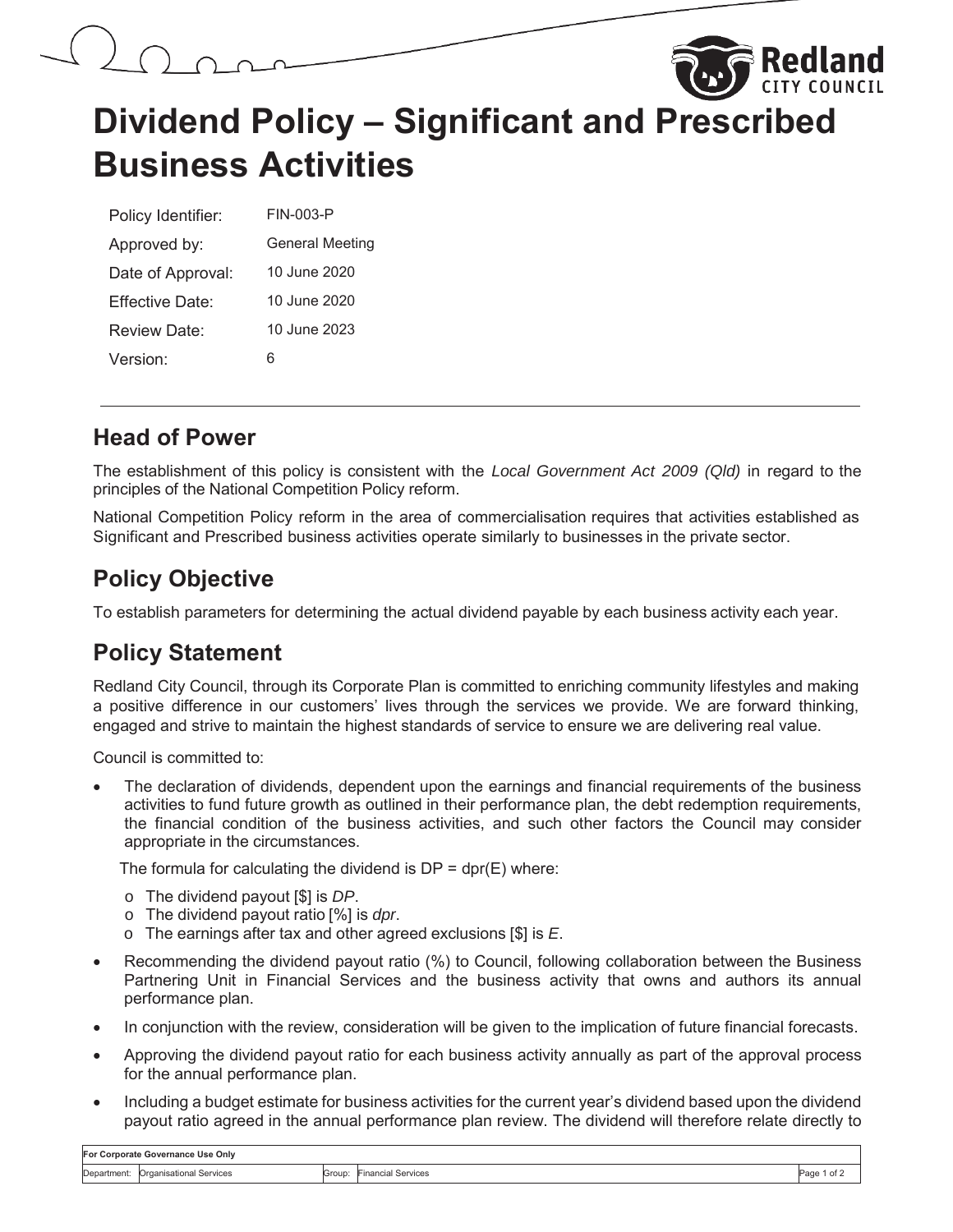# Dividend Policy – Significant and Prescribed Business Activities

| | |
|---|---|
| Policy Identifier: | FIN-003-P |
| Approved by: | General Meeting |
| Date of Approval: | 10 June 2020 |
| Effective Date: | 10 June 2020 |
| Review Date: | 10 June 2023 |
| Version: | 6 |

## Head of Power

The establishment of this policy is consistent with the *Local Government Act 2009 (Qld)* in regard to the principles of the National Competition Policy reform.

National Competition Policy reform in the area of commercialisation requires that activities established as Significant and Prescribed business activities operate similarly to businesses in the private sector.

## Policy Objective

To establish parameters for determining the actual dividend payable by each business activity each year.

## Policy Statement

Redland City Council, through its Corporate Plan is committed to enriching community lifestyles and making a positive difference in our customers' lives through the services we provide. We are forward thinking, engaged and strive to maintain the highest standards of service to ensure we are delivering real value.

Council is committed to:

- The declaration of dividends, dependent upon the earnings and financial requirements of the business activities to fund future growth as outlined in their performance plan, the debt redemption requirements, the financial condition of the business activities, and such other factors the Council may consider appropriate in the circumstances.

  The formula for calculating the dividend is DP = dpr(E) where:

  - The dividend payout [$] is *DP*.
  - The dividend payout ratio [%] is *dpr*.
  - The earnings after tax and other agreed exclusions [$] is *E*.

- Recommending the dividend payout ratio (%) to Council, following collaboration between the Business Partnering Unit in Financial Services and the business activity that owns and authors its annual performance plan.
- In conjunction with the review, consideration will be given to the implication of future financial forecasts.
- Approving the dividend payout ratio for each business activity annually as part of the approval process for the annual performance plan.
- Including a budget estimate for business activities for the current year's dividend based upon the dividend payout ratio agreed in the annual performance plan review. The dividend will therefore relate directly to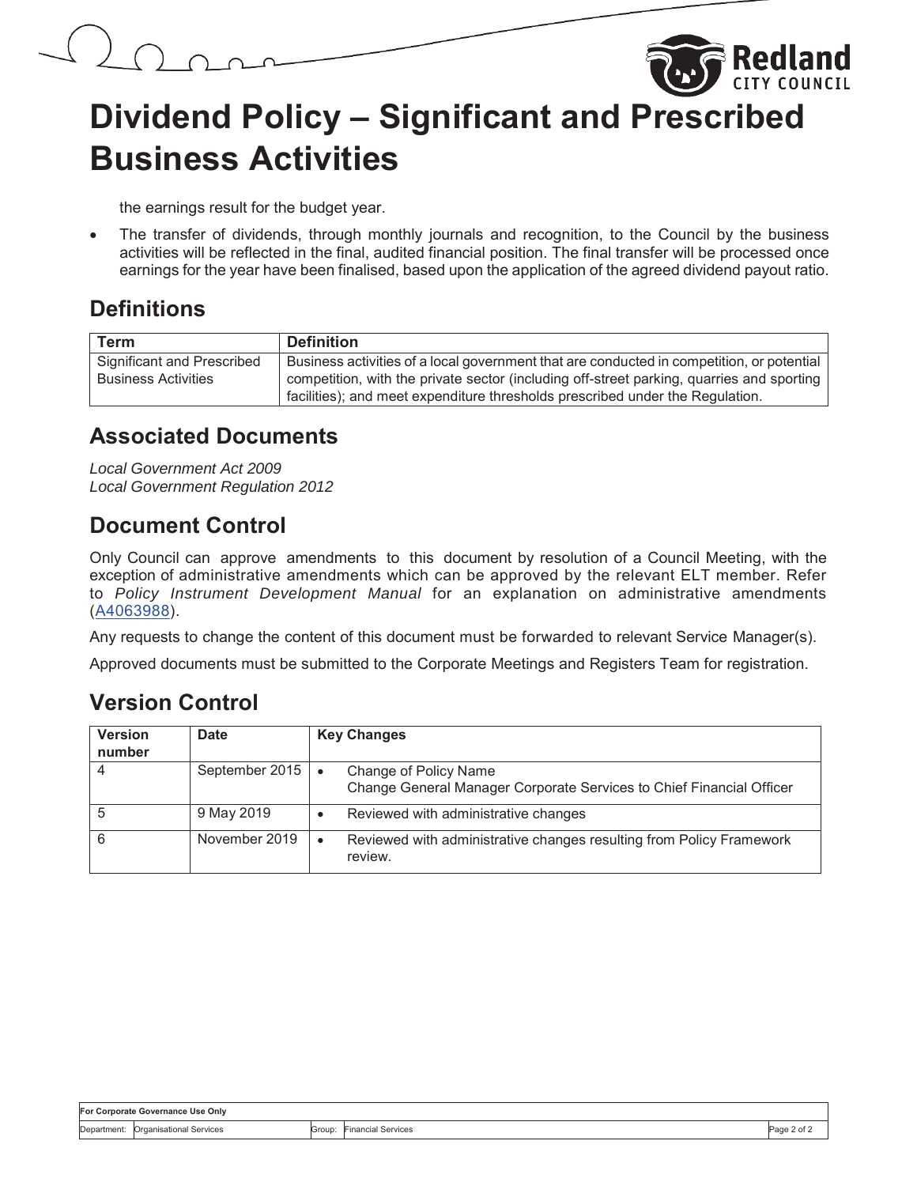# Dividend Policy – Significant and Prescribed Business Activities

the earnings result for the budget year.

- The transfer of dividends, through monthly journals and recognition, to the Council by the business activities will be reflected in the final, audited financial position. The final transfer will be processed once earnings for the year have been finalised, based upon the application of the agreed dividend payout ratio.

## Definitions

| Term | Definition |
|---|---|
| Significant and Prescribed Business Activities | Business activities of a local government that are conducted in competition, or potential competition, with the private sector (including off-street parking, quarries and sporting facilities); and meet expenditure thresholds prescribed under the Regulation. |

## Associated Documents

*Local Government Act 2009*
*Local Government Regulation 2012*

## Document Control

Only Council can approve amendments to this document by resolution of a Council Meeting, with the exception of administrative amendments which can be approved by the relevant ELT member. Refer to *Policy Instrument Development Manual* for an explanation on administrative amendments (A4063988).

Any requests to change the content of this document must be forwarded to relevant Service Manager(s).

Approved documents must be submitted to the Corporate Meetings and Registers Team for registration.

## Version Control

| Version number | Date | Key Changes |
|---|---|---|
| 4 | September 2015 | • Change of Policy Name<br>Change General Manager Corporate Services to Chief Financial Officer |
| 5 | 9 May 2019 | • Reviewed with administrative changes |
| 6 | November 2019 | • Reviewed with administrative changes resulting from Policy Framework review. |

| For Corporate Governance Use Only | | | |
|---|---|---|---|
| Department: | Organisational Services | Group: | Financial Services |